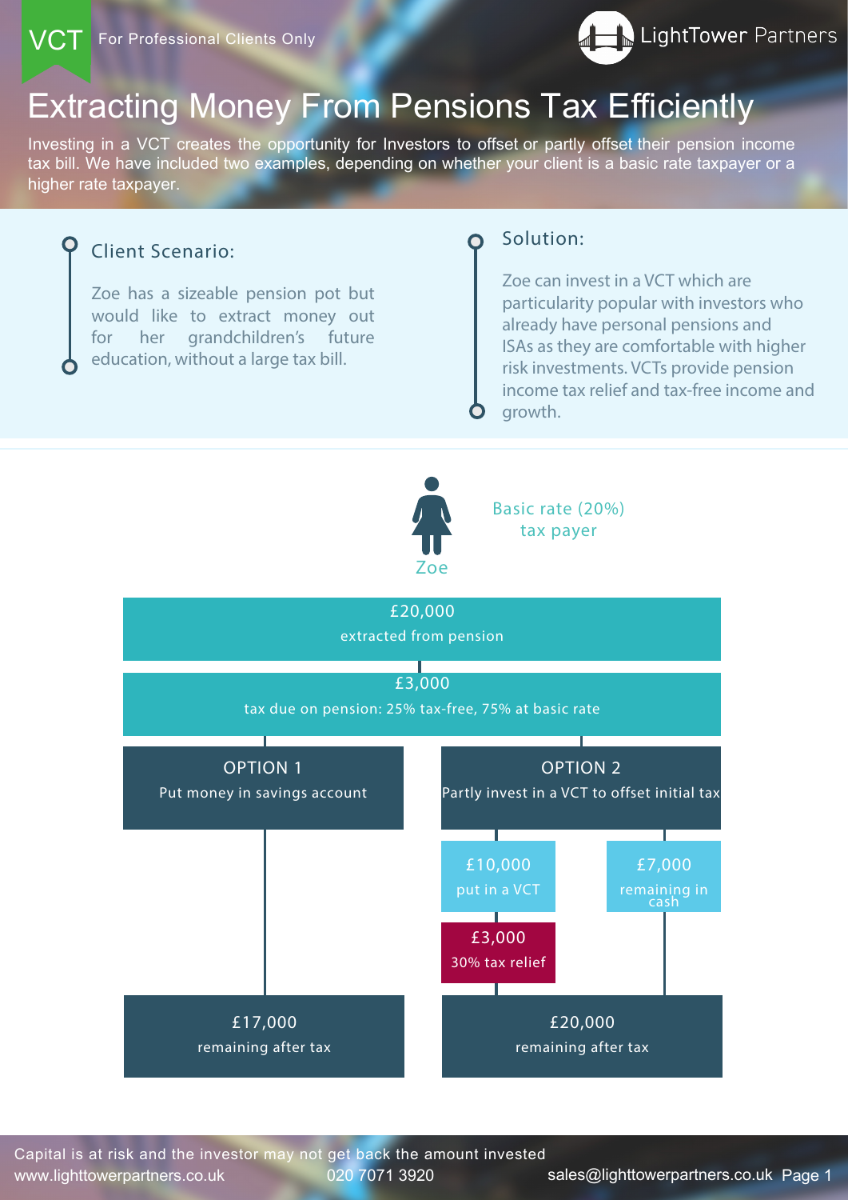VCT For Professional Clients Only

LightTower Partners

# Extracting Money From Pensions Tax Efficiently

Investing in a VCT creates the opportunity for Investors to offset or partly offset their pension income tax bill. We have included two examples, depending on whether your client is a basic rate taxpayer or a higher rate taxpayer.

## Client Scenario:

Zoe has a sizeable pension pot but would like to extract money out for her grandchildren's future education, without a large tax bill.

## Solution:

Zoe can invest in a VCT which are particularity popular with investors who already have personal pensions and ISAs as they are comfortable with higher risk investments. VCTs provide pension income tax relief and tax-free income and growth.

Zoe

Basic rate (20%) tax payer

**£20,000**
extracted from pension

**£3,000**
tax due on pension: 25% tax-free, 75% at basic rate

**OPTION 1**
Put money in savings account

**£17,000**
remaining after tax

**OPTION 2**
Partly invest in a VCT to offset initial tax

**£10,000**
put in a VCT

**£3,000**
30% tax relief

**£7,000**
remaining in cash

**£20,000**
remaining after tax

Capital is at risk and the investor may not get back the amount invested

www.lighttowerpartners.co.uk 020 7071 3920 sales@lighttowerpartners.co.uk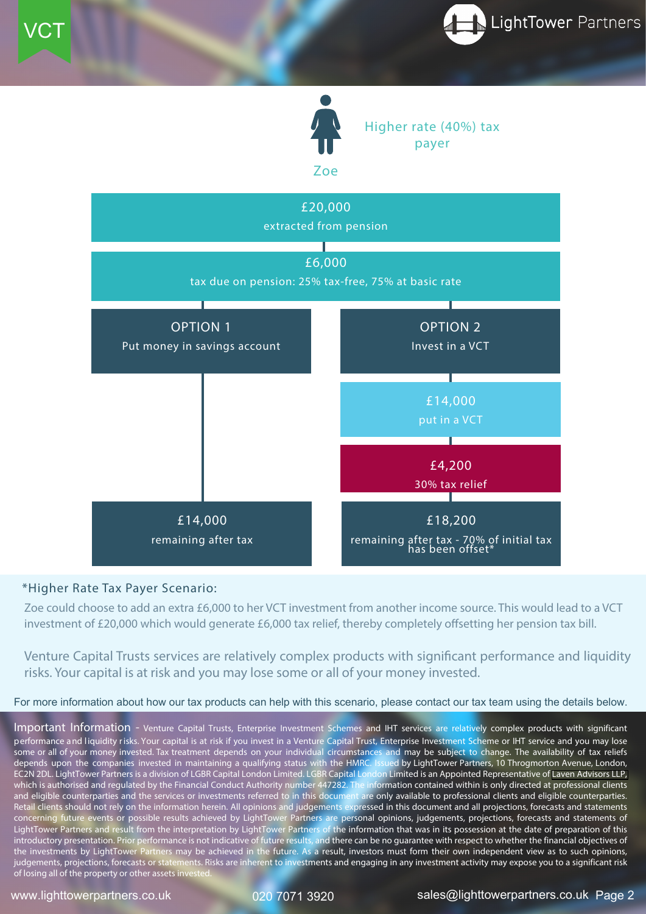VCT

LightTower Partners

Zoe

Higher rate (40%) tax payer

£20,000
extracted from pension

£6,000
tax due on pension: 25% tax-free, 75% at basic rate

**OPTION 1**
Put money in savings account

£14,000
remaining after tax

**OPTION 2**
Invest in a VCT

£14,000
put in a VCT

£4,200
30% tax relief

£18,200
remaining after tax - 70% of initial tax has been offset*

*Higher Rate Tax Payer Scenario:

Zoe could choose to add an extra £6,000 to her VCT investment from another income source. This would lead to a VCT investment of £20,000 which would generate £6,000 tax relief, thereby completely offsetting her pension tax bill.

Venture Capital Trusts services are relatively complex products with significant performance and liquidity risks. Your capital is at risk and you may lose some or all of your money invested.

For more information about how our tax products can help with this scenario, please contact our tax team using the details below.

**Important Information** - Venture Capital Trusts, Enterprise Investment Schemes and IHT services are relatively complex products with significant performance and liquidity risks. Your capital is at risk if you invest in a Venture Capital Trust, Enterprise Investment Scheme or IHT service and you may lose some or all of your money invested. Tax treatment depends on your individual circumstances and may be subject to change. The availability of tax reliefs depends upon the companies invested in maintaining a qualifying status with the HMRC. Issued by LightTower Partners, 10 Throgmorton Avenue, London, EC2N 2DL. LightTower Partners is a division of LGBR Capital London Limited. LGBR Capital London Limited is an Appointed Representative of Laven Advisors LLP, which is authorised and regulated by the Financial Conduct Authority number 447282. The information contained within is only directed at professional clients and eligible counterparties and the services or investments referred to in this document are only available to professional clients and eligible counterparties. Retail clients should not rely on the information herein. All opinions and judgements expressed in this document and all projections, forecasts and statements concerning future events or possible results achieved by LightTower Partners are personal opinions, judgements, projections, forecasts and statements of LightTower Partners and result from the interpretation by LightTower Partners of the information that was in its possession at the date of preparation of this introductory presentation. Prior performance is not indicative of future results, and there can be no guarantee with respect to whether the financial objectives of the investments by LightTower Partners may be achieved in the future. As a result, investors must form their own independent view as to such opinions, judgements, projections, forecasts or statements. Risks are inherent to investments and engaging in any investment activity may expose you to a significant risk of losing all of the property or other assets invested.

www.lighttowerpartners.co.uk    020 7071 3920    sales@lighttowerpartners.co.uk